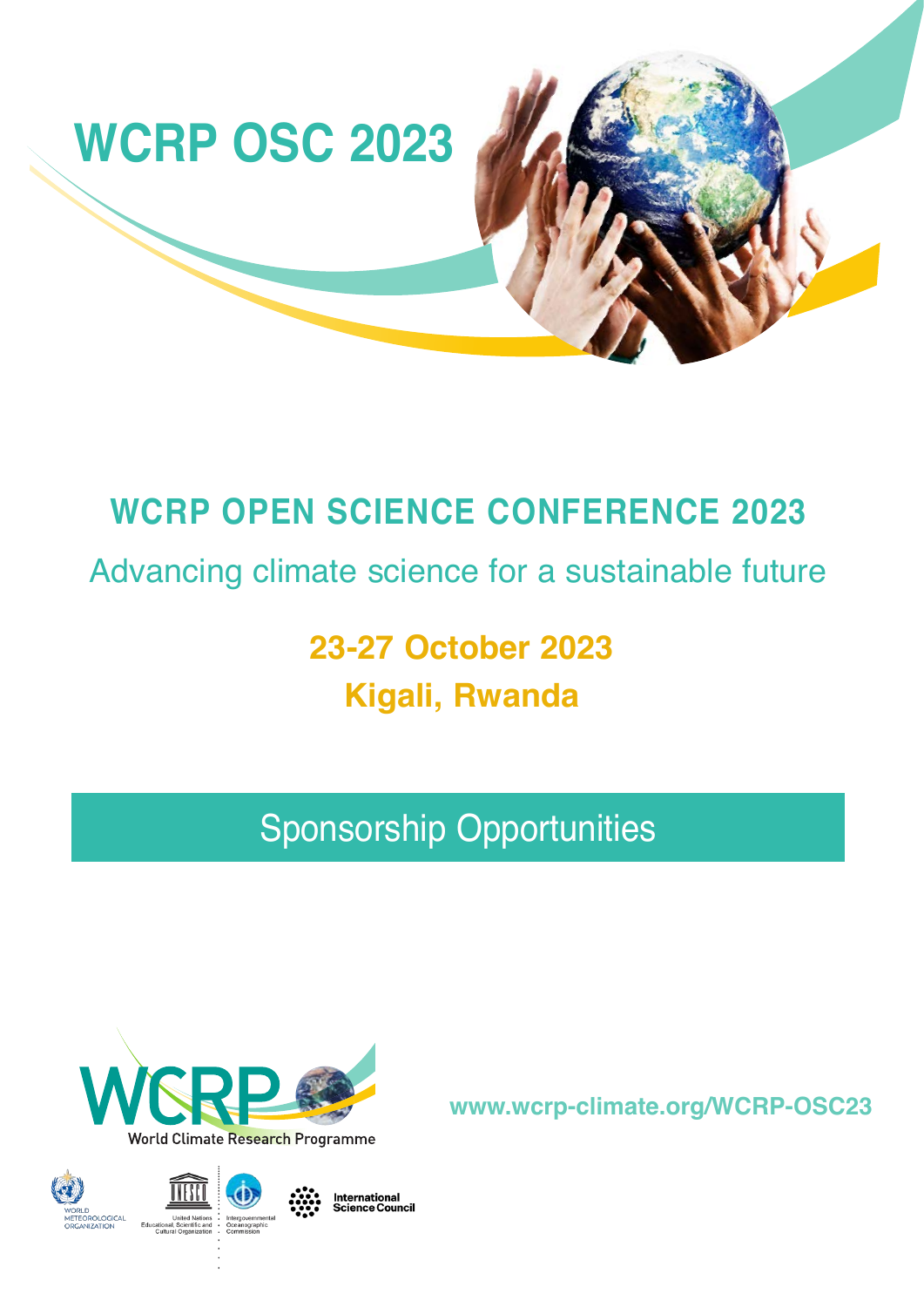# WCRP OSC 2023

## WCRP OPEN SCIENCE CONFERENCE 2023

Advancing climate science for a sustainable future

**23-27 October 2023**

**Kigali, Rwanda**

## Sponsorship Opportunities

WCRP World Climate Research Programme

**www.wcrp-climate.org/WCRP-OSC23**

WORLD METEOROLOGICAL ORGANIZATION

UNESCO United Nations Educational, Scientific and Cultural Organization

Intergovernmental Oceanographic Commission

International Science Council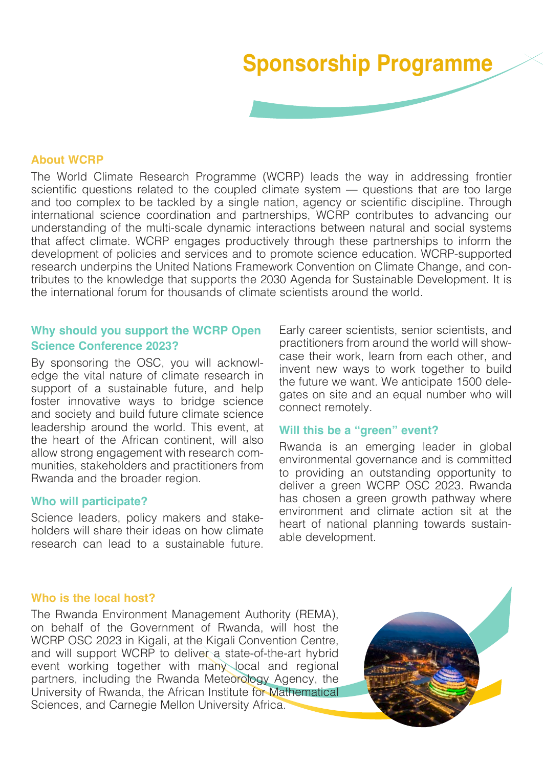# Sponsorship Programme

## About WCRP

The World Climate Research Programme (WCRP) leads the way in addressing frontier scientific questions related to the coupled climate system — questions that are too large and too complex to be tackled by a single nation, agency or scientific discipline. Through international science coordination and partnerships, WCRP contributes to advancing our understanding of the multi-scale dynamic interactions between natural and social systems that affect climate. WCRP engages productively through these partnerships to inform the development of policies and services and to promote science education. WCRP-supported research underpins the United Nations Framework Convention on Climate Change, and contributes to the knowledge that supports the 2030 Agenda for Sustainable Development. It is the international forum for thousands of climate scientists around the world.

### Why should you support the WCRP Open Science Conference 2023?

By sponsoring the OSC, you will acknowledge the vital nature of climate research in support of a sustainable future, and help foster innovative ways to bridge science and society and build future climate science leadership around the world. This event, at the heart of the African continent, will also allow strong engagement with research communities, stakeholders and practitioners from Rwanda and the broader region.

### Who will participate?

Science leaders, policy makers and stakeholders will share their ideas on how climate research can lead to a sustainable future. Early career scientists, senior scientists, and practitioners from around the world will showcase their work, learn from each other, and invent new ways to work together to build the future we want. We anticipate 1500 delegates on site and an equal number who will connect remotely.

### Will this be a "green" event?

Rwanda is an emerging leader in global environmental governance and is committed to providing an outstanding opportunity to deliver a green WCRP OSC 2023. Rwanda has chosen a green growth pathway where environment and climate action sit at the heart of national planning towards sustainable development.

## Who is the local host?

The Rwanda Environment Management Authority (REMA), on behalf of the Government of Rwanda, will host the WCRP OSC 2023 in Kigali, at the Kigali Convention Centre, and will support WCRP to deliver a state-of-the-art hybrid event working together with many local and regional partners, including the Rwanda Meteorology Agency, the University of Rwanda, the African Institute for Mathematical Sciences, and Carnegie Mellon University Africa.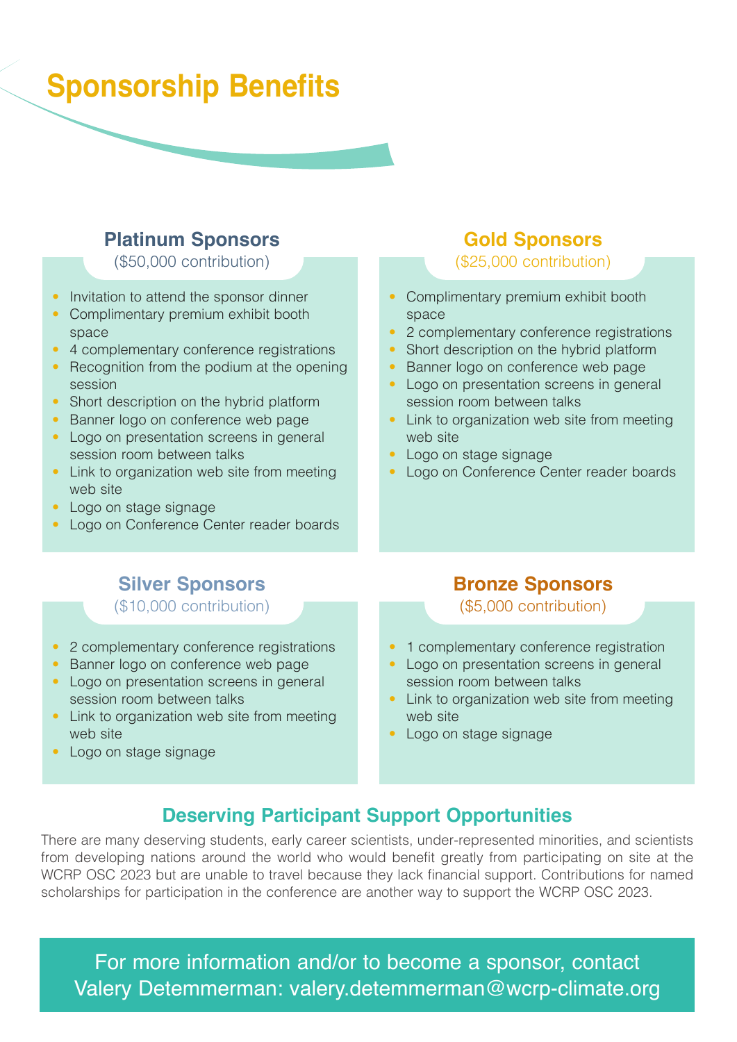# Sponsorship Benefits

## Platinum Sponsors

($50,000 contribution)

- Invitation to attend the sponsor dinner
- Complimentary premium exhibit booth space
- 4 complementary conference registrations
- Recognition from the podium at the opening session
- Short description on the hybrid platform
- Banner logo on conference web page
- Logo on presentation screens in general session room between talks
- Link to organization web site from meeting web site
- Logo on stage signage
- Logo on Conference Center reader boards

## Gold Sponsors

($25,000 contribution)

- Complimentary premium exhibit booth space
- 2 complementary conference registrations
- Short description on the hybrid platform
- Banner logo on conference web page
- Logo on presentation screens in general session room between talks
- Link to organization web site from meeting web site
- Logo on stage signage
- Logo on Conference Center reader boards

## Silver Sponsors

($10,000 contribution)

- 2 complementary conference registrations
- Banner logo on conference web page
- Logo on presentation screens in general session room between talks
- Link to organization web site from meeting web site
- Logo on stage signage

## Bronze Sponsors

($5,000 contribution)

- 1 complementary conference registration
- Logo on presentation screens in general session room between talks
- Link to organization web site from meeting web site
- Logo on stage signage

## Deserving Participant Support Opportunities

There are many deserving students, early career scientists, under-represented minorities, and scientists from developing nations around the world who would benefit greatly from participating on site at the WCRP OSC 2023 but are unable to travel because they lack financial support. Contributions for named scholarships for participation in the conference are another way to support the WCRP OSC 2023.

For more information and/or to become a sponsor, contact Valery Detemmerman: valery.detemmerman@wcrp-climate.org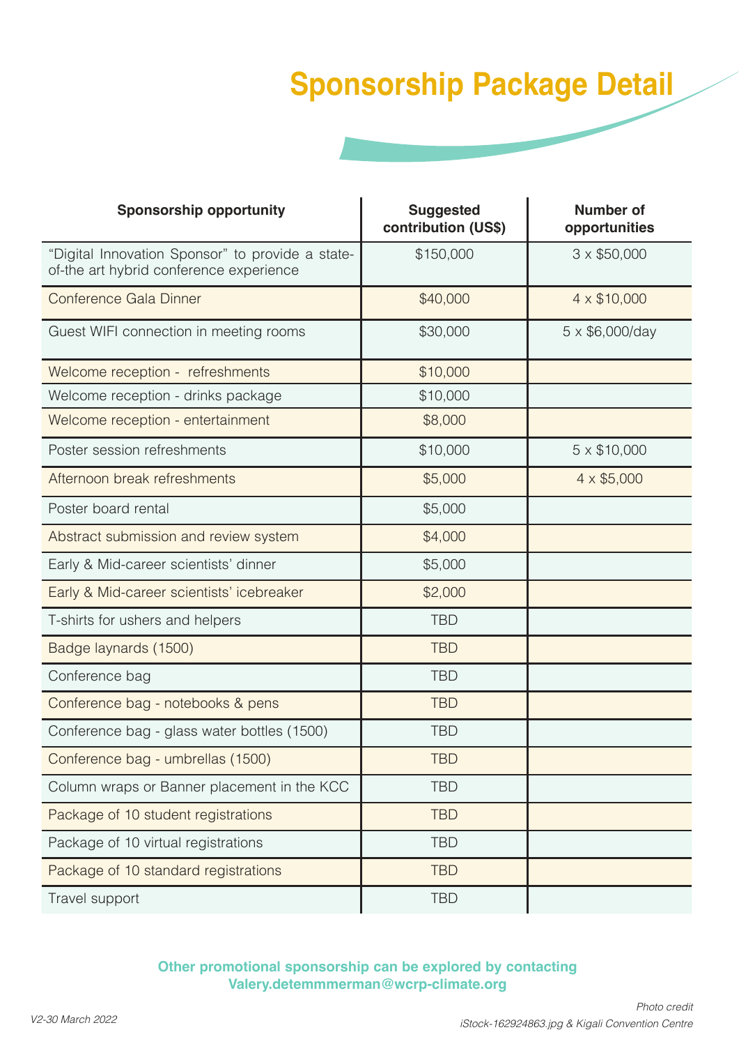# Sponsorship Package Detail

| Sponsorship opportunity | Suggested contribution (US$) | Number of opportunities |
|---|---|---|
| "Digital Innovation Sponsor" to provide a state-of-the art hybrid conference experience | $150,000 | 3 x $50,000 |
| Conference Gala Dinner | $40,000 | 4 x $10,000 |
| Guest WIFI connection in meeting rooms | $30,000 | 5 x $6,000/day |
| Welcome reception - refreshments | $10,000 | |
| Welcome reception - drinks package | $10,000 | |
| Welcome reception - entertainment | $8,000 | |
| Poster session refreshments | $10,000 | 5 x $10,000 |
| Afternoon break refreshments | $5,000 | 4 x $5,000 |
| Poster board rental | $5,000 | |
| Abstract submission and review system | $4,000 | |
| Early & Mid-career scientists' dinner | $5,000 | |
| Early & Mid-career scientists' icebreaker | $2,000 | |
| T-shirts for ushers and helpers | TBD | |
| Badge laynards (1500) | TBD | |
| Conference bag | TBD | |
| Conference bag - notebooks & pens | TBD | |
| Conference bag - glass water bottles (1500) | TBD | |
| Conference bag - umbrellas (1500) | TBD | |
| Column wraps or Banner placement in the KCC | TBD | |
| Package of 10 student registrations | TBD | |
| Package of 10 virtual registrations | TBD | |
| Package of 10 standard registrations | TBD | |
| Travel support | TBD | |

**Other promotional sponsorship can be explored by contacting Valery.detemmmerman@wcrp-climate.org**

*V2-30 March 2022*

*Photo credit iStock-162924863.jpg & Kigali Convention Centre*